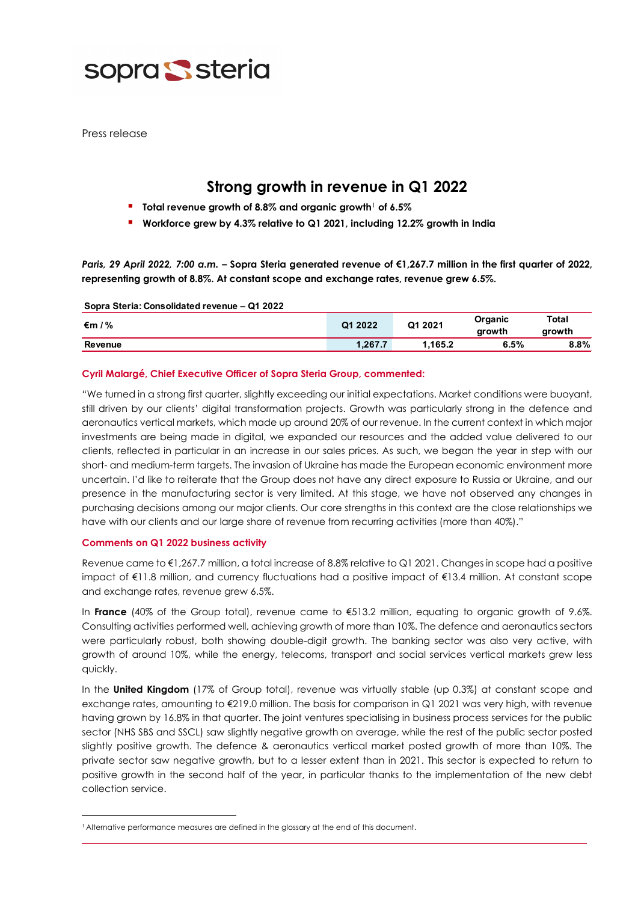sopra steria

Press release

# Strong growth in revenue in Q1 2022

- **Total revenue growth of 8.8% and organic growth[1] of 6.5%**
- **Workforce grew by 4.3% relative to Q1 2021, including 12.2% growth in India**

***Paris, 29 April 2022, 7:00 a.m.*** **– Sopra Steria generated revenue of €1,267.7 million in the first quarter of 2022, representing growth of 8.8%. At constant scope and exchange rates, revenue grew 6.5%.**

**Sopra Steria: Consolidated revenue – Q1 2022**

| €m / % | Q1 2022 | Q1 2021 | Organic growth | Total growth |
|---|---|---|---|---|
| **Revenue** | **1,267.7** | **1,165.2** | **6.5%** | **8.8%** |

**Cyril Malargé, Chief Executive Officer of Sopra Steria Group, commented:**

"We turned in a strong first quarter, slightly exceeding our initial expectations. Market conditions were buoyant, still driven by our clients' digital transformation projects. Growth was particularly strong in the defence and aeronautics vertical markets, which made up around 20% of our revenue. In the current context in which major investments are being made in digital, we expanded our resources and the added value delivered to our clients, reflected in particular in an increase in our sales prices. As such, we began the year in step with our short- and medium-term targets. The invasion of Ukraine has made the European economic environment more uncertain. I'd like to reiterate that the Group does not have any direct exposure to Russia or Ukraine, and our presence in the manufacturing sector is very limited. At this stage, we have not observed any changes in purchasing decisions among our major clients. Our core strengths in this context are the close relationships we have with our clients and our large share of revenue from recurring activities (more than 40%)."

**Comments on Q1 2022 business activity**

Revenue came to €1,267.7 million, a total increase of 8.8% relative to Q1 2021. Changes in scope had a positive impact of €11.8 million, and currency fluctuations had a positive impact of €13.4 million. At constant scope and exchange rates, revenue grew 6.5%.

In **France** (40% of the Group total), revenue came to €513.2 million, equating to organic growth of 9.6%. Consulting activities performed well, achieving growth of more than 10%. The defence and aeronautics sectors were particularly robust, both showing double-digit growth. The banking sector was also very active, with growth of around 10%, while the energy, telecoms, transport and social services vertical markets grew less quickly.

In the **United Kingdom** (17% of Group total), revenue was virtually stable (up 0.3%) at constant scope and exchange rates, amounting to €219.0 million. The basis for comparison in Q1 2021 was very high, with revenue having grown by 16.8% in that quarter. The joint ventures specialising in business process services for the public sector (NHS SBS and SSCL) saw slightly negative growth on average, while the rest of the public sector posted slightly positive growth. The defence & aeronautics vertical market posted growth of more than 10%. The private sector saw negative growth, but to a lesser extent than in 2021. This sector is expected to return to positive growth in the second half of the year, in particular thanks to the implementation of the new debt collection service.

[1] Alternative performance measures are defined in the glossary at the end of this document.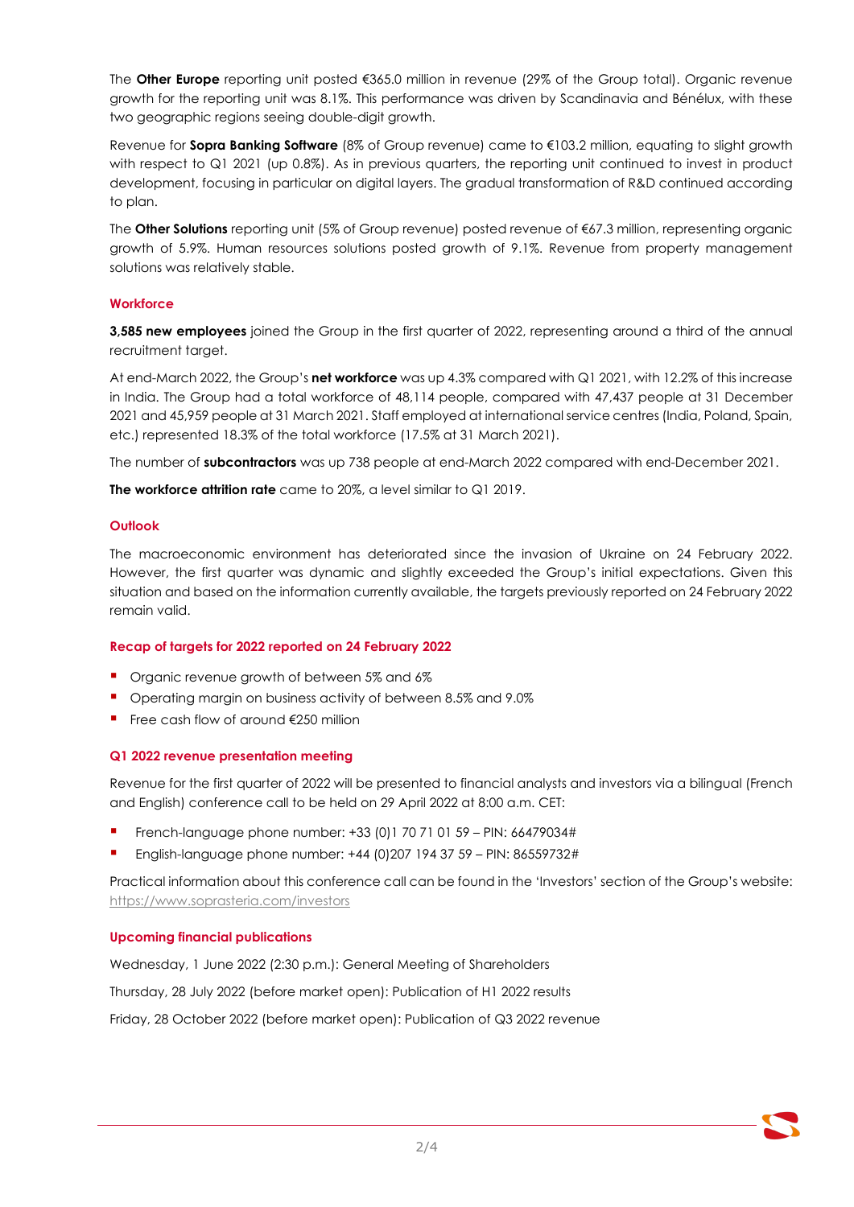The **Other Europe** reporting unit posted €365.0 million in revenue (29% of the Group total). Organic revenue growth for the reporting unit was 8.1%. This performance was driven by Scandinavia and Bénélux, with these two geographic regions seeing double-digit growth.

Revenue for **Sopra Banking Software** (8% of Group revenue) came to €103.2 million, equating to slight growth with respect to Q1 2021 (up 0.8%). As in previous quarters, the reporting unit continued to invest in product development, focusing in particular on digital layers. The gradual transformation of R&D continued according to plan.

The **Other Solutions** reporting unit (5% of Group revenue) posted revenue of €67.3 million, representing organic growth of 5.9%. Human resources solutions posted growth of 9.1%. Revenue from property management solutions was relatively stable.

## Workforce

**3,585 new employees** joined the Group in the first quarter of 2022, representing around a third of the annual recruitment target.

At end-March 2022, the Group's **net workforce** was up 4.3% compared with Q1 2021, with 12.2% of this increase in India. The Group had a total workforce of 48,114 people, compared with 47,437 people at 31 December 2021 and 45,959 people at 31 March 2021. Staff employed at international service centres (India, Poland, Spain, etc.) represented 18.3% of the total workforce (17.5% at 31 March 2021).

The number of **subcontractors** was up 738 people at end-March 2022 compared with end-December 2021.

**The workforce attrition rate** came to 20%, a level similar to Q1 2019.

## Outlook

The macroeconomic environment has deteriorated since the invasion of Ukraine on 24 February 2022. However, the first quarter was dynamic and slightly exceeded the Group's initial expectations. Given this situation and based on the information currently available, the targets previously reported on 24 February 2022 remain valid.

## Recap of targets for 2022 reported on 24 February 2022

- Organic revenue growth of between 5% and 6%
- Operating margin on business activity of between 8.5% and 9.0%
- Free cash flow of around €250 million

## Q1 2022 revenue presentation meeting

Revenue for the first quarter of 2022 will be presented to financial analysts and investors via a bilingual (French and English) conference call to be held on 29 April 2022 at 8:00 a.m. CET:

- French-language phone number: +33 (0)1 70 71 01 59 – PIN: 66479034#
- English-language phone number: +44 (0)207 194 37 59 – PIN: 86559732#

Practical information about this conference call can be found in the 'Investors' section of the Group's website: https://www.soprasteria.com/investors

## Upcoming financial publications

Wednesday, 1 June 2022 (2:30 p.m.): General Meeting of Shareholders

Thursday, 28 July 2022 (before market open): Publication of H1 2022 results

Friday, 28 October 2022 (before market open): Publication of Q3 2022 revenue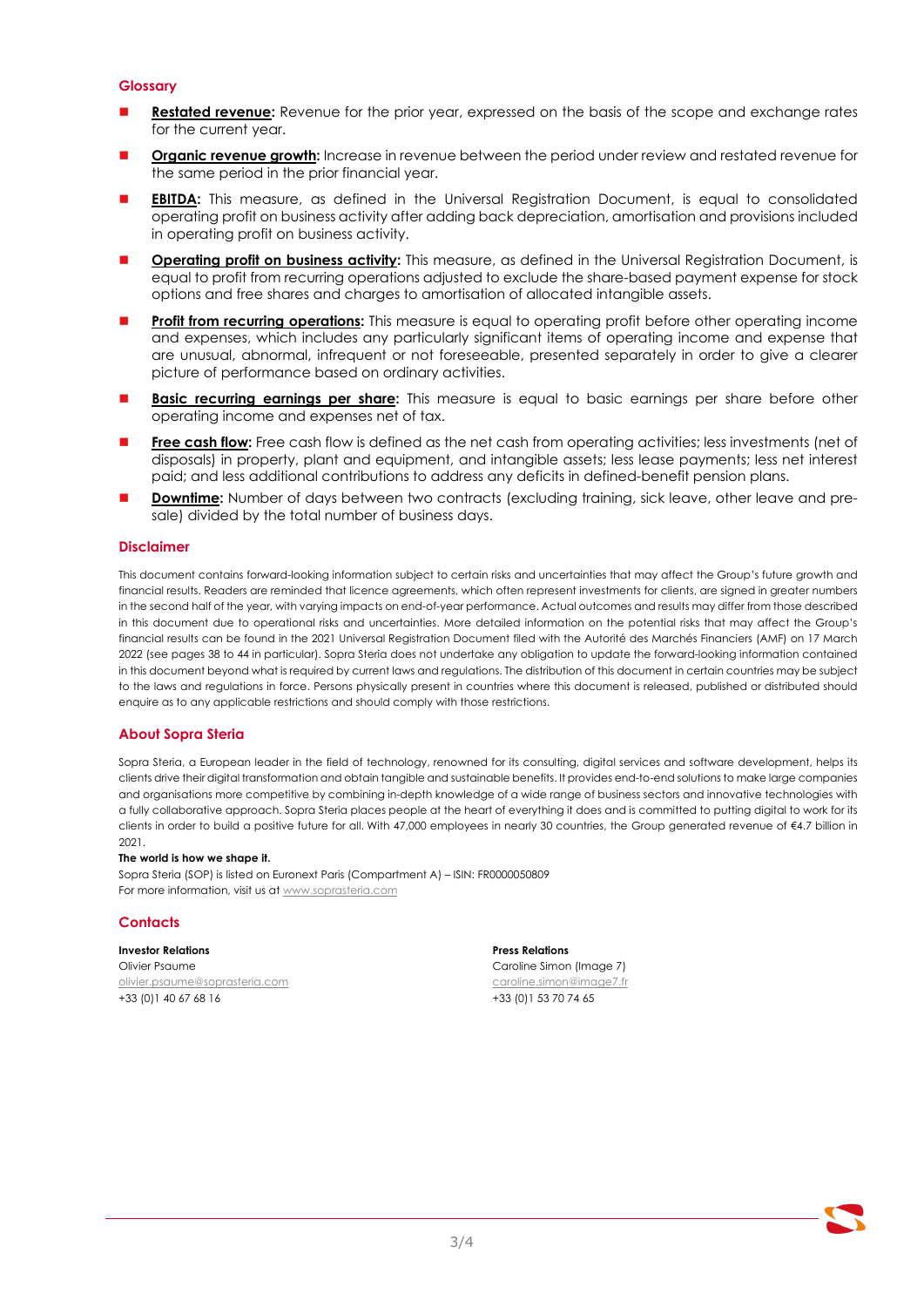## Glossary

- **Restated revenue:** Revenue for the prior year, expressed on the basis of the scope and exchange rates for the current year.
- **Organic revenue growth:** Increase in revenue between the period under review and restated revenue for the same period in the prior financial year.
- **EBITDA:** This measure, as defined in the Universal Registration Document, is equal to consolidated operating profit on business activity after adding back depreciation, amortisation and provisions included in operating profit on business activity.
- **Operating profit on business activity:** This measure, as defined in the Universal Registration Document, is equal to profit from recurring operations adjusted to exclude the share-based payment expense for stock options and free shares and charges to amortisation of allocated intangible assets.
- **Profit from recurring operations:** This measure is equal to operating profit before other operating income and expenses, which includes any particularly significant items of operating income and expense that are unusual, abnormal, infrequent or not foreseeable, presented separately in order to give a clearer picture of performance based on ordinary activities.
- **Basic recurring earnings per share:** This measure is equal to basic earnings per share before other operating income and expenses net of tax.
- **Free cash flow:** Free cash flow is defined as the net cash from operating activities; less investments (net of disposals) in property, plant and equipment, and intangible assets; less lease payments; less net interest paid; and less additional contributions to address any deficits in defined-benefit pension plans.
- **Downtime:** Number of days between two contracts (excluding training, sick leave, other leave and pre-sale) divided by the total number of business days.

## Disclaimer

This document contains forward-looking information subject to certain risks and uncertainties that may affect the Group's future growth and financial results. Readers are reminded that licence agreements, which often represent investments for clients, are signed in greater numbers in the second half of the year, with varying impacts on end-of-year performance. Actual outcomes and results may differ from those described in this document due to operational risks and uncertainties. More detailed information on the potential risks that may affect the Group's financial results can be found in the 2021 Universal Registration Document filed with the Autorité des Marchés Financiers (AMF) on 17 March 2022 (see pages 38 to 44 in particular). Sopra Steria does not undertake any obligation to update the forward-looking information contained in this document beyond what is required by current laws and regulations. The distribution of this document in certain countries may be subject to the laws and regulations in force. Persons physically present in countries where this document is released, published or distributed should enquire as to any applicable restrictions and should comply with those restrictions.

## About Sopra Steria

Sopra Steria, a European leader in the field of technology, renowned for its consulting, digital services and software development, helps its clients drive their digital transformation and obtain tangible and sustainable benefits. It provides end-to-end solutions to make large companies and organisations more competitive by combining in-depth knowledge of a wide range of business sectors and innovative technologies with a fully collaborative approach. Sopra Steria places people at the heart of everything it does and is committed to putting digital to work for its clients in order to build a positive future for all. With 47,000 employees in nearly 30 countries, the Group generated revenue of €4.7 billion in 2021.

**The world is how we shape it.**

Sopra Steria (SOP) is listed on Euronext Paris (Compartment A) – ISIN: FR0000050809
For more information, visit us at www.soprasteria.com

## Contacts

**Investor Relations**
Olivier Psaume
olivier.psaume@soprasteria.com
+33 (0)1 40 67 68 16

**Press Relations**
Caroline Simon (Image 7)
caroline.simon@image7.fr
+33 (0)1 53 70 74 65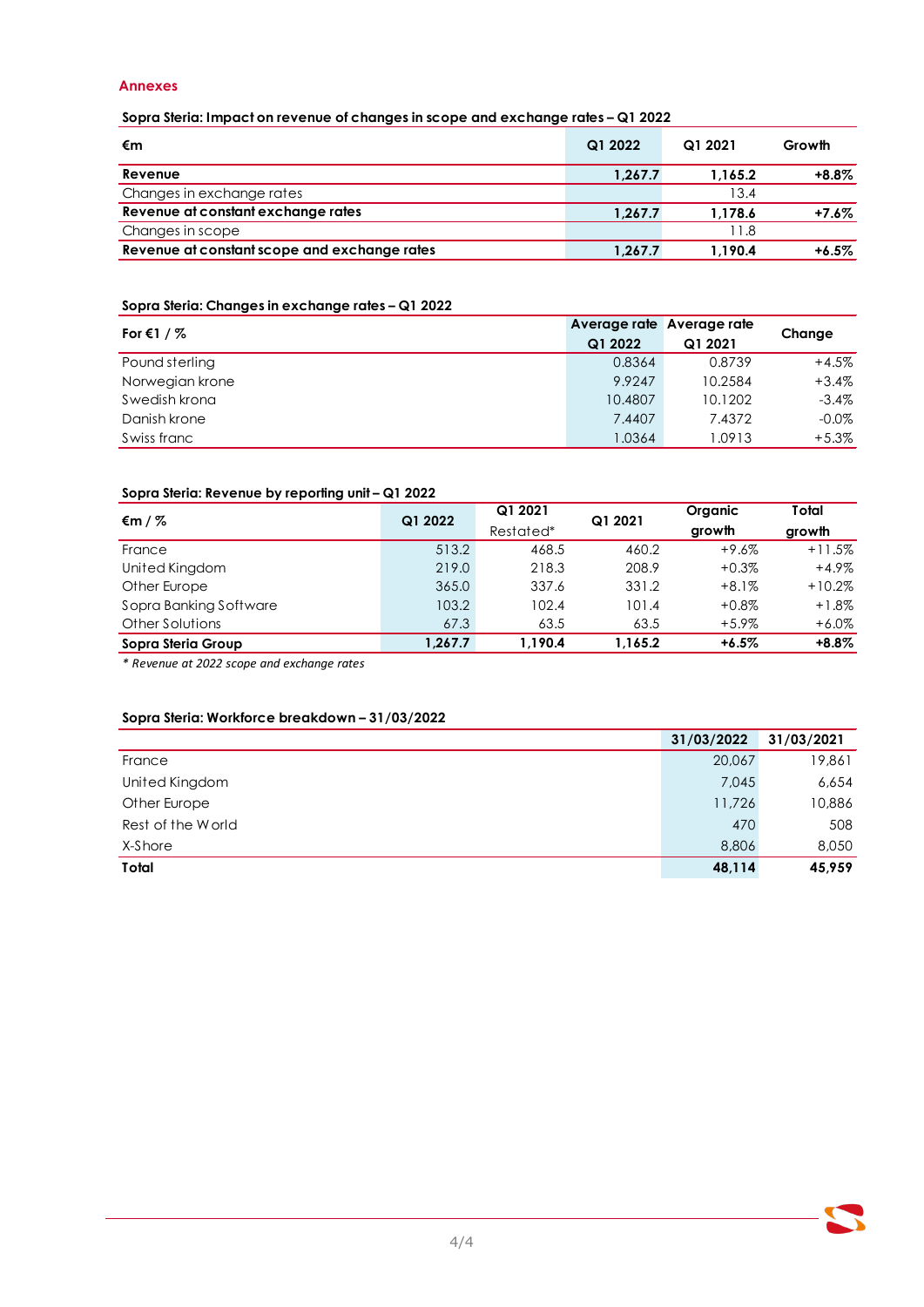## Annexes

**Sopra Steria: Impact on revenue of changes in scope and exchange rates – Q1 2022**

| €m | Q1 2022 | Q1 2021 | Growth |
|---|---|---|---|
| **Revenue** | **1,267.7** | **1,165.2** | **+8.8%** |
| Changes in exchange rates | | 13.4 | |
| **Revenue at constant exchange rates** | **1,267.7** | **1,178.6** | **+7.6%** |
| Changes in scope | | 11.8 | |
| **Revenue at constant scope and exchange rates** | **1,267.7** | **1,190.4** | **+6.5%** |

**Sopra Steria: Changes in exchange rates – Q1 2022**

| For €1 / % | Average rate Q1 2022 | Average rate Q1 2021 | Change |
|---|---|---|---|
| Pound sterling | 0.8364 | 0.8739 | +4.5% |
| Norwegian krone | 9.9247 | 10.2584 | +3.4% |
| Swedish krona | 10.4807 | 10.1202 | -3.4% |
| Danish krone | 7.4407 | 7.4372 | -0.0% |
| Swiss franc | 1.0364 | 1.0913 | +5.3% |

**Sopra Steria: Revenue by reporting unit – Q1 2022**

| €m / % | Q1 2022 | Q1 2021 Restated* | Q1 2021 | Organic growth | Total growth |
|---|---|---|---|---|---|
| France | 513.2 | 468.5 | 460.2 | +9.6% | +11.5% |
| United Kingdom | 219.0 | 218.3 | 208.9 | +0.3% | +4.9% |
| Other Europe | 365.0 | 337.6 | 331.2 | +8.1% | +10.2% |
| Sopra Banking Software | 103.2 | 102.4 | 101.4 | +0.8% | +1.8% |
| Other Solutions | 67.3 | 63.5 | 63.5 | +5.9% | +6.0% |
| **Sopra Steria Group** | **1,267.7** | **1,190.4** | **1,165.2** | **+6.5%** | **+8.8%** |

*\* Revenue at 2022 scope and exchange rates*

**Sopra Steria: Workforce breakdown – 31/03/2022**

| | 31/03/2022 | 31/03/2021 |
|---|---|---|
| France | 20,067 | 19,861 |
| United Kingdom | 7,045 | 6,654 |
| Other Europe | 11,726 | 10,886 |
| Rest of the World | 470 | 508 |
| X-Shore | 8,806 | 8,050 |
| **Total** | **48,114** | **45,959** |